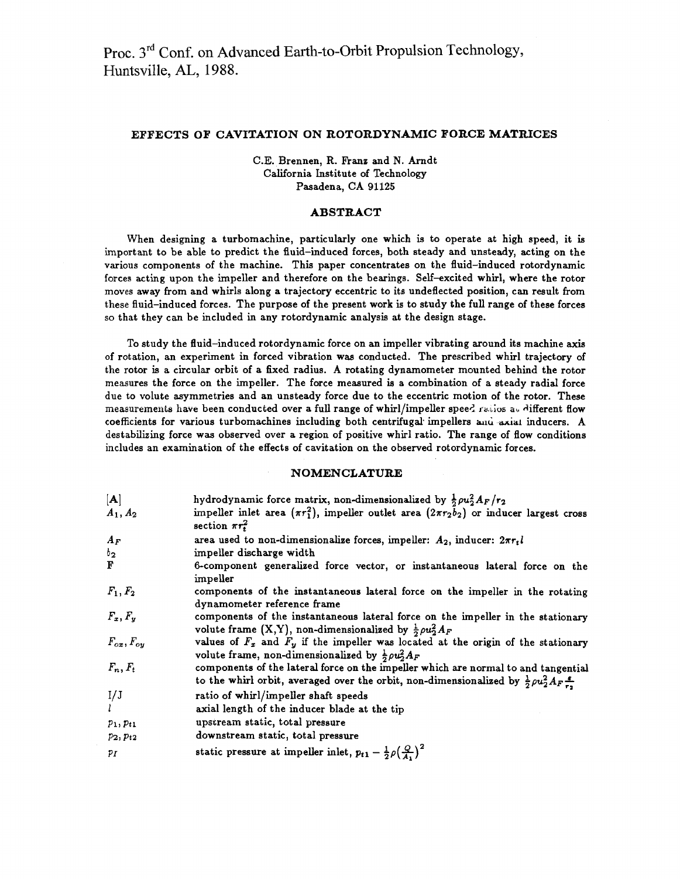Proc. 3rd Conf. on Advanced Earth-to-Orbit Propulsion Technology, Huntsville, AL, 1988.

# EFFECTS OF CAVITATION ON ROTORDYNAMIC FORCE MATRICES

C.E. Brennen, R. Franz and N. Arndt
California Institute of Technology
Pasadena, CA 91125

## ABSTRACT

When designing a turbomachine, particularly one which is to operate at high speed, it is important to be able to predict the fluid–induced forces, both steady and unsteady, acting on the various components of the machine. This paper concentrates on the fluid–induced rotordynamic forces acting upon the impeller and therefore on the bearings. Self–excited whirl, where the rotor moves away from and whirls along a trajectory eccentric to its undeflected position, can result from these fluid–induced forces. The purpose of the present work is to study the full range of these forces so that they can be included in any rotordynamic analysis at the design stage.

To study the fluid–induced rotordynamic force on an impeller vibrating around its machine axis of rotation, an experiment in forced vibration was conducted. The prescribed whirl trajectory of the rotor is a circular orbit of a fixed radius. A rotating dynamometer mounted behind the rotor measures the force on the impeller. The force measured is a combination of a steady radial force due to volute asymmetries and an unsteady force due to the eccentric motion of the rotor. These measurements have been conducted over a full range of whirl/impeller speed ratios at different flow coefficients for various turbomachines including both centrifugal impellers and axial inducers. A destabilizing force was observed over a region of positive whirl ratio. The range of flow conditions includes an examination of the effects of cavitation on the observed rotordynamic forces.

## NOMENCLATURE

| Symbol | Definition |
|---|---|
| $[A]$ | hydrodynamic force matrix, non-dimensionalized by $\frac{1}{2}\rho u_2^2 A_F / r_2$ |
| $A_1, A_2$ | impeller inlet area ($\pi r_1^2$), impeller outlet area ($2\pi r_2 b_2$) or inducer largest cross section $\pi r_t^2$ |
| $A_F$ | area used to non-dimensionalize forces, impeller: $A_2$, inducer: $2\pi r_t l$ |
| $b_2$ | impeller discharge width |
| $\mathbf{F}$ | 6-component generalized force vector, or instantaneous lateral force on the impeller |
| $F_1, F_2$ | components of the instantaneous lateral force on the impeller in the rotating dynamometer reference frame |
| $F_x, F_y$ | components of the instantaneous lateral force on the impeller in the stationary volute frame (X,Y), non-dimensionalized by $\frac{1}{2}\rho u_2^2 A_F$ |
| $F_{ox}, F_{oy}$ | values of $F_x$ and $F_y$ if the impeller was located at the origin of the stationary volute frame, non-dimensionalized by $\frac{1}{2}\rho u_2^2 A_F$ |
| $F_n, F_t$ | components of the lateral force on the impeller which are normal to and tangential to the whirl orbit, averaged over the orbit, non-dimensionalized by $\frac{1}{2}\rho u_2^2 A_F \frac{\epsilon}{r_2}$ |
| I/J | ratio of whirl/impeller shaft speeds |
| $l$ | axial length of the inducer blade at the tip |
| $p_1, p_{t1}$ | upstream static, total pressure |
| $p_2, p_{t2}$ | downstream static, total pressure |
| $p_I$ | static pressure at impeller inlet, $p_{t1} - \frac{1}{2}\rho\left(\frac{Q}{A_1}\right)^2$ |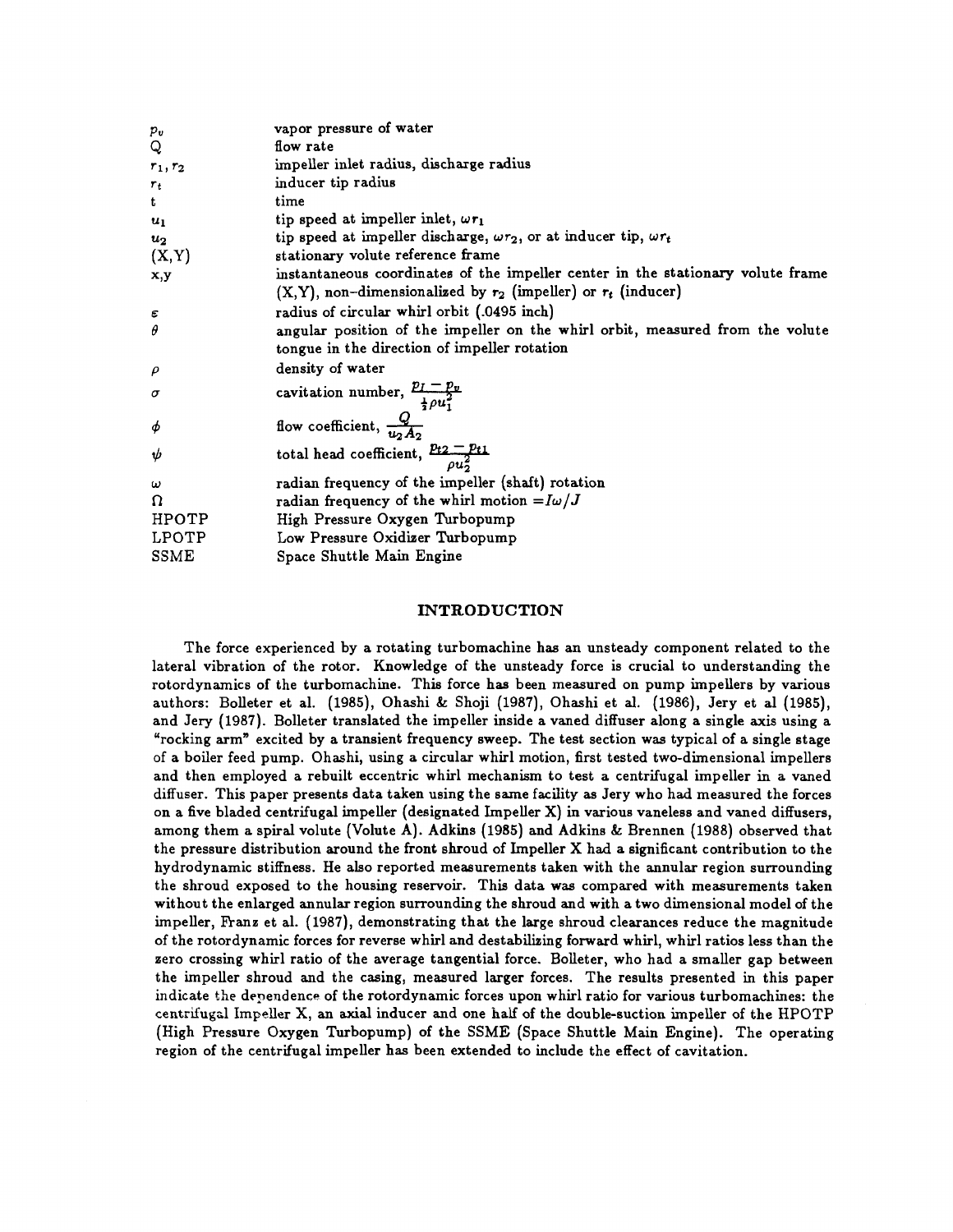| | |
|---|---|
| $p_v$ | vapor pressure of water |
| Q | flow rate |
| $r_1, r_2$ | impeller inlet radius, discharge radius |
| $r_t$ | inducer tip radius |
| t | time |
| $u_1$ | tip speed at impeller inlet, $\omega r_1$ |
| $u_2$ | tip speed at impeller discharge, $\omega r_2$, or at inducer tip, $\omega r_t$ |
| (X,Y) | stationary volute reference frame |
| x,y | instantaneous coordinates of the impeller center in the stationary volute frame (X,Y), non-dimensionalized by $r_2$ (impeller) or $r_t$ (inducer) |
| $\varepsilon$ | radius of circular whirl orbit (.0495 inch) |
| $\theta$ | angular position of the impeller on the whirl orbit, measured from the volute tongue in the direction of impeller rotation |
| $\rho$ | density of water |
| $\sigma$ | cavitation number, $\frac{p_I - p_v}{\frac{1}{2}\rho u_1^2}$ |
| $\phi$ | flow coefficient, $\frac{Q}{u_2 A_2}$ |
| $\psi$ | total head coefficient, $\frac{p_{t2} - p_{t1}}{\rho u_2^2}$ |
| $\omega$ | radian frequency of the impeller (shaft) rotation |
| $\Omega$ | radian frequency of the whirl motion $= I\omega/J$ |
| HPOTP | High Pressure Oxygen Turbopump |
| LPOTP | Low Pressure Oxidizer Turbopump |
| SSME | Space Shuttle Main Engine |

## INTRODUCTION

The force experienced by a rotating turbomachine has an unsteady component related to the lateral vibration of the rotor. Knowledge of the unsteady force is crucial to understanding the rotordynamics of the turbomachine. This force has been measured on pump impellers by various authors: Bolleter et al. (1985), Ohashi & Shoji (1987), Ohashi et al. (1986), Jery et al (1985), and Jery (1987). Bolleter translated the impeller inside a vaned diffuser along a single axis using a "rocking arm" excited by a transient frequency sweep. The test section was typical of a single stage of a boiler feed pump. Ohashi, using a circular whirl motion, first tested two-dimensional impellers and then employed a rebuilt eccentric whirl mechanism to test a centrifugal impeller in a vaned diffuser. This paper presents data taken using the same facility as Jery who had measured the forces on a five bladed centrifugal impeller (designated Impeller X) in various vaneless and vaned diffusers, among them a spiral volute (Volute A). Adkins (1985) and Adkins & Brennen (1988) observed that the pressure distribution around the front shroud of Impeller X had a significant contribution to the hydrodynamic stiffness. He also reported measurements taken with the annular region surrounding the shroud exposed to the housing reservoir. This data was compared with measurements taken without the enlarged annular region surrounding the shroud and with a two dimensional model of the impeller, Franz et al. (1987), demonstrating that the large shroud clearances reduce the magnitude of the rotordynamic forces for reverse whirl and destabilizing forward whirl, whirl ratios less than the zero crossing whirl ratio of the average tangential force. Bolleter, who had a smaller gap between the impeller shroud and the casing, measured larger forces. The results presented in this paper indicate the dependence of the rotordynamic forces upon whirl ratio for various turbomachines: the centrifugal Impeller X, an axial inducer and one half of the double-suction impeller of the HPOTP (High Pressure Oxygen Turbopump) of the SSME (Space Shuttle Main Engine). The operating region of the centrifugal impeller has been extended to include the effect of cavitation.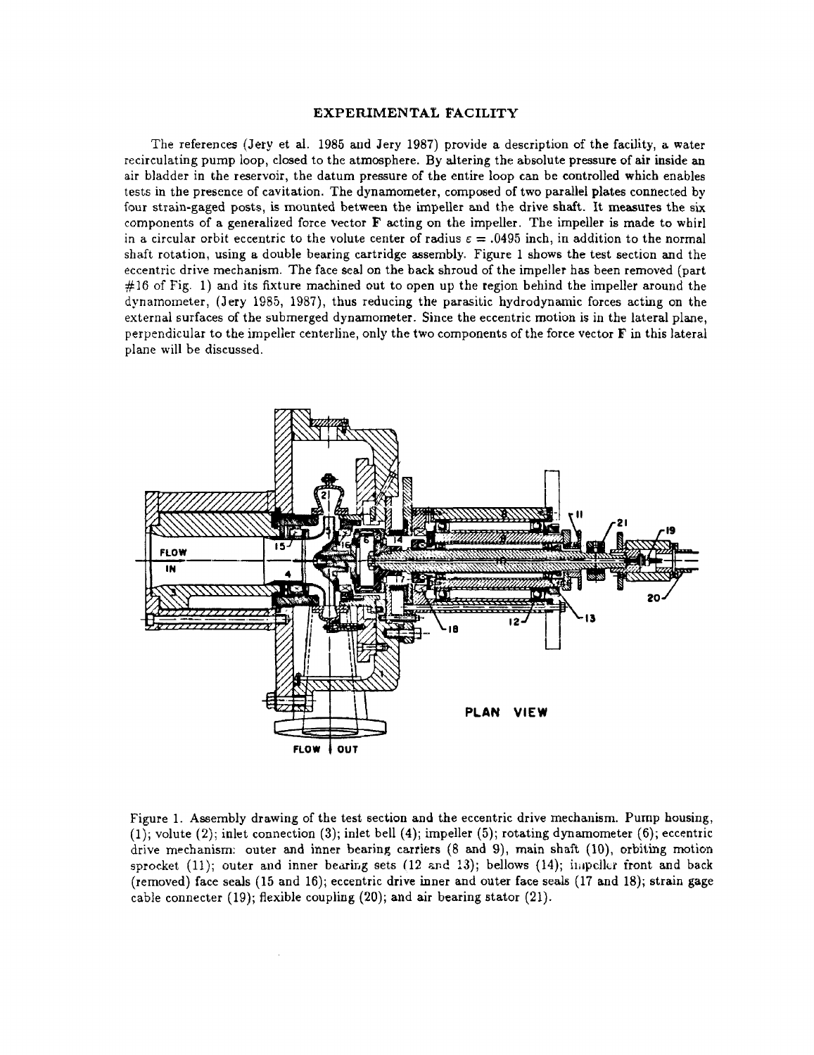## EXPERIMENTAL FACILITY

The references (Jery et al. 1985 and Jery 1987) provide a description of the facility, a water recirculating pump loop, closed to the atmosphere. By altering the absolute pressure of air inside an air bladder in the reservoir, the datum pressure of the entire loop can be controlled which enables tests in the presence of cavitation. The dynamometer, composed of two parallel plates connected by four strain-gaged posts, is mounted between the impeller and the drive shaft. It measures the six components of a generalized force vector **F** acting on the impeller. The impeller is made to whirl in a circular orbit eccentric to the volute center of radius $\varepsilon = .0495$ inch, in addition to the normal shaft rotation, using a double bearing cartridge assembly. Figure 1 shows the test section and the eccentric drive mechanism. The face seal on the back shroud of the impeller has been removed (part #16 of Fig. 1) and its fixture machined out to open up the region behind the impeller around the dynamometer, (Jery 1985, 1987), thus reducing the parasitic hydrodynamic forces acting on the external surfaces of the submerged dynamometer. Since the eccentric motion is in the lateral plane, perpendicular to the impeller centerline, only the two components of the force vector **F** in this lateral plane will be discussed.

Figure 1. Assembly drawing of the test section and the eccentric drive mechanism. Pump housing, (1); volute (2); inlet connection (3); inlet bell (4); impeller (5); rotating dynamometer (6); eccentric drive mechanism: outer and inner bearing carriers (8 and 9), main shaft (10), orbiting motion sprocket (11); outer and inner bearing sets (12 and 13); bellows (14); impeller front and back (removed) face seals (15 and 16); eccentric drive inner and outer face seals (17 and 18); strain gage cable connecter (19); flexible coupling (20); and air bearing stator (21).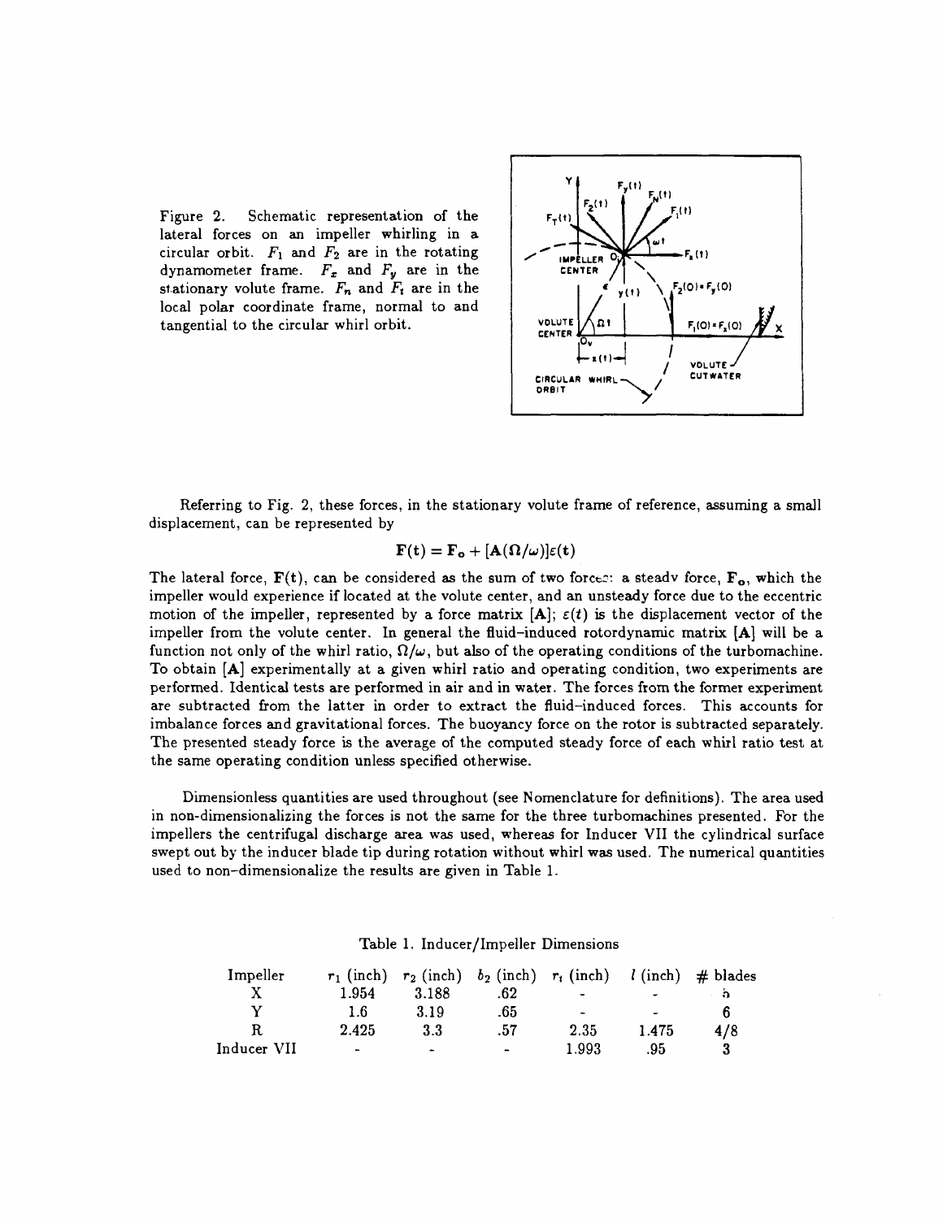Figure 2. Schematic representation of the lateral forces on an impeller whirling in a circular orbit. $F_1$ and $F_2$ are in the rotating dynamometer frame. $F_x$ and $F_y$ are in the stationary volute frame. $F_n$ and $F_t$ are in the local polar coordinate frame, normal to and tangential to the circular whirl orbit.

Referring to Fig. 2, these forces, in the stationary volute frame of reference, assuming a small displacement, can be represented by

$$\mathbf{F(t)} = \mathbf{F_o} + [\mathbf{A}(\Omega/\omega)]\varepsilon(\mathbf{t})$$

The lateral force, $\mathbf{F(t)}$, can be considered as the sum of two forces: a steadv force, $\mathbf{F_o}$, which the impeller would experience if located at the volute center, and an unsteady force due to the eccentric motion of the impeller, represented by a force matrix $[\mathbf{A}]$; $\varepsilon(t)$ is the displacement vector of the impeller from the volute center. In general the fluid-induced rotordynamic matrix $[\mathbf{A}]$ will be a function not only of the whirl ratio, $\Omega/\omega$, but also of the operating conditions of the turbomachine. To obtain $[\mathbf{A}]$ experimentally at a given whirl ratio and operating condition, two experiments are performed. Identical tests are performed in air and in water. The forces from the former experiment are subtracted from the latter in order to extract the fluid-induced forces. This accounts for imbalance forces and gravitational forces. The buoyancy force on the rotor is subtracted separately. The presented steady force is the average of the computed steady force of each whirl ratio test at the same operating condition unless specified otherwise.

Dimensionless quantities are used throughout (see Nomenclature for definitions). The area used in non-dimensionalizing the forces is not the same for the three turbomachines presented. For the impellers the centrifugal discharge area was used, whereas for Inducer VII the cylindrical surface swept out by the inducer blade tip during rotation without whirl was used. The numerical quantities used to non-dimensionalize the results are given in Table 1.

Table 1. Inducer/Impeller Dimensions

| Impeller | $r_1$ (inch) | $r_2$ (inch) | $b_2$ (inch) | $r_t$ (inch) | $l$ (inch) | # blades |
|---|---|---|---|---|---|---|
| X | 1.954 | 3.188 | .62 | - | - | 5 |
| Y | 1.6 | 3.19 | .65 | - | - | 6 |
| R | 2.425 | 3.3 | .57 | 2.35 | 1.475 | 4/8 |
| Inducer VII | - | - | - | 1.993 | .95 | 3 |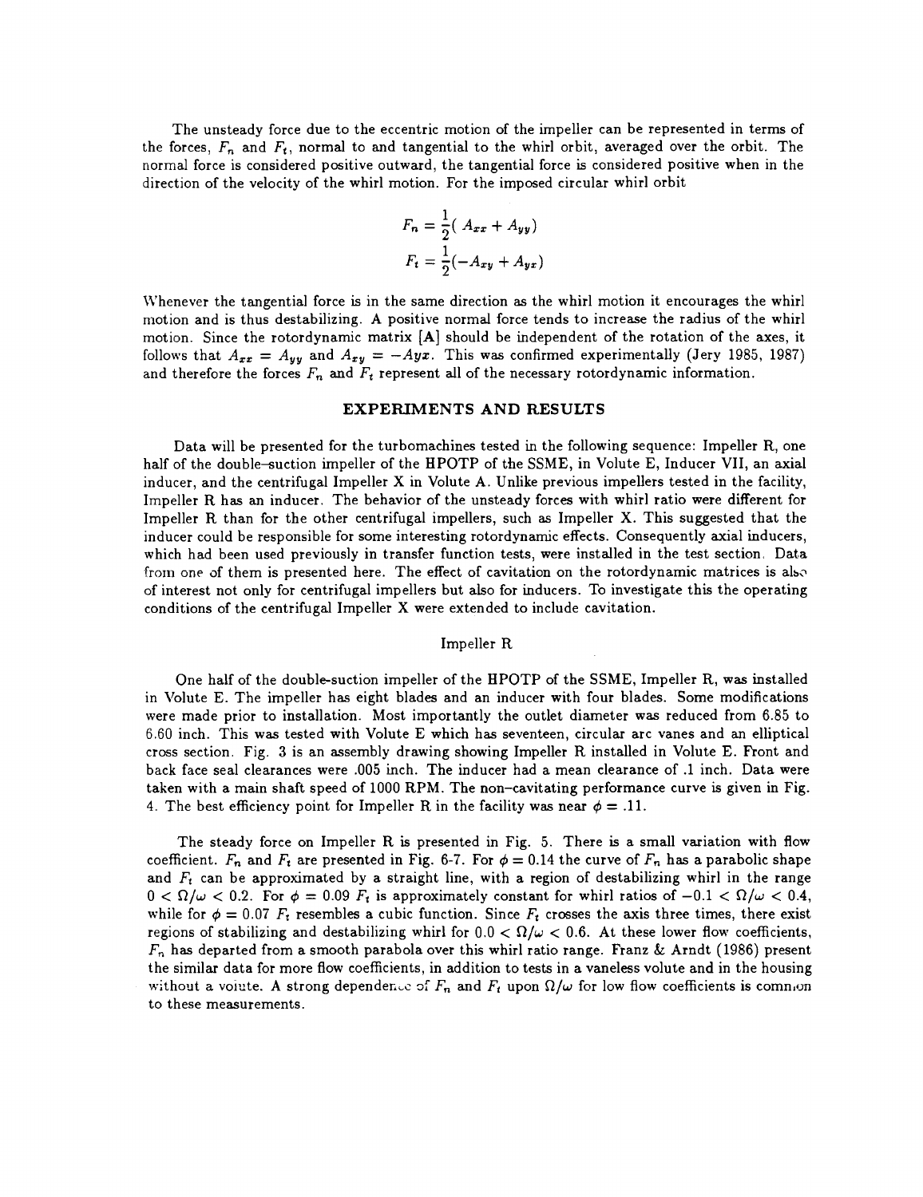The unsteady force due to the eccentric motion of the impeller can be represented in terms of the forces, $F_n$ and $F_t$, normal to and tangential to the whirl orbit, averaged over the orbit. The normal force is considered positive outward, the tangential force is considered positive when in the direction of the velocity of the whirl motion. For the imposed circular whirl orbit

$$F_n = \frac{1}{2}(\, A_{xx} + A_{yy})$$

$$F_t = \frac{1}{2}(-A_{xy} + A_{yx})$$

Whenever the tangential force is in the same direction as the whirl motion it encourages the whirl motion and is thus destabilizing. A positive normal force tends to increase the radius of the whirl motion. Since the rotordynamic matrix [**A**] should be independent of the rotation of the axes, it follows that $A_{xx} = A_{yy}$ and $A_{xy} = -Ayx$. This was confirmed experimentally (Jery 1985, 1987) and therefore the forces $F_n$ and $F_t$ represent all of the necessary rotordynamic information.

## EXPERIMENTS AND RESULTS

Data will be presented for the turbomachines tested in the following sequence: Impeller R, one half of the double-suction impeller of the HPOTP of the SSME, in Volute E, Inducer VII, an axial inducer, and the centrifugal Impeller X in Volute A. Unlike previous impellers tested in the facility, Impeller R has an inducer. The behavior of the unsteady forces with whirl ratio were different for Impeller R than for the other centrifugal impellers, such as Impeller X. This suggested that the inducer could be responsible for some interesting rotordynamic effects. Consequently axial inducers, which had been used previously in transfer function tests, were installed in the test section. Data from one of them is presented here. The effect of cavitation on the rotordynamic matrices is also of interest not only for centrifugal impellers but also for inducers. To investigate this the operating conditions of the centrifugal Impeller X were extended to include cavitation.

### Impeller R

One half of the double-suction impeller of the HPOTP of the SSME, Impeller R, was installed in Volute E. The impeller has eight blades and an inducer with four blades. Some modifications were made prior to installation. Most importantly the outlet diameter was reduced from 6.85 to 6.60 inch. This was tested with Volute E which has seventeen, circular arc vanes and an elliptical cross section. Fig. 3 is an assembly drawing showing Impeller R installed in Volute E. Front and back face seal clearances were .005 inch. The inducer had a mean clearance of .1 inch. Data were taken with a main shaft speed of 1000 RPM. The non-cavitating performance curve is given in Fig. 4. The best efficiency point for Impeller R in the facility was near $\phi = .11$.

The steady force on Impeller R is presented in Fig. 5. There is a small variation with flow coefficient. $F_n$ and $F_t$ are presented in Fig. 6-7. For $\phi = 0.14$ the curve of $F_n$ has a parabolic shape and $F_t$ can be approximated by a straight line, with a region of destabilizing whirl in the range $0 < \Omega/\omega < 0.2$. For $\phi = 0.09$ $F_t$ is approximately constant for whirl ratios of $-0.1 < \Omega/\omega < 0.4$, while for $\phi = 0.07$ $F_t$ resembles a cubic function. Since $F_t$ crosses the axis three times, there exist regions of stabilizing and destabilizing whirl for $0.0 < \Omega/\omega < 0.6$. At these lower flow coefficients, $F_n$ has departed from a smooth parabola over this whirl ratio range. Franz & Arndt (1986) present the similar data for more flow coefficients, in addition to tests in a vaneless volute and in the housing without a volute. A strong dependence of $F_n$ and $F_t$ upon $\Omega/\omega$ for low flow coefficients is common to these measurements.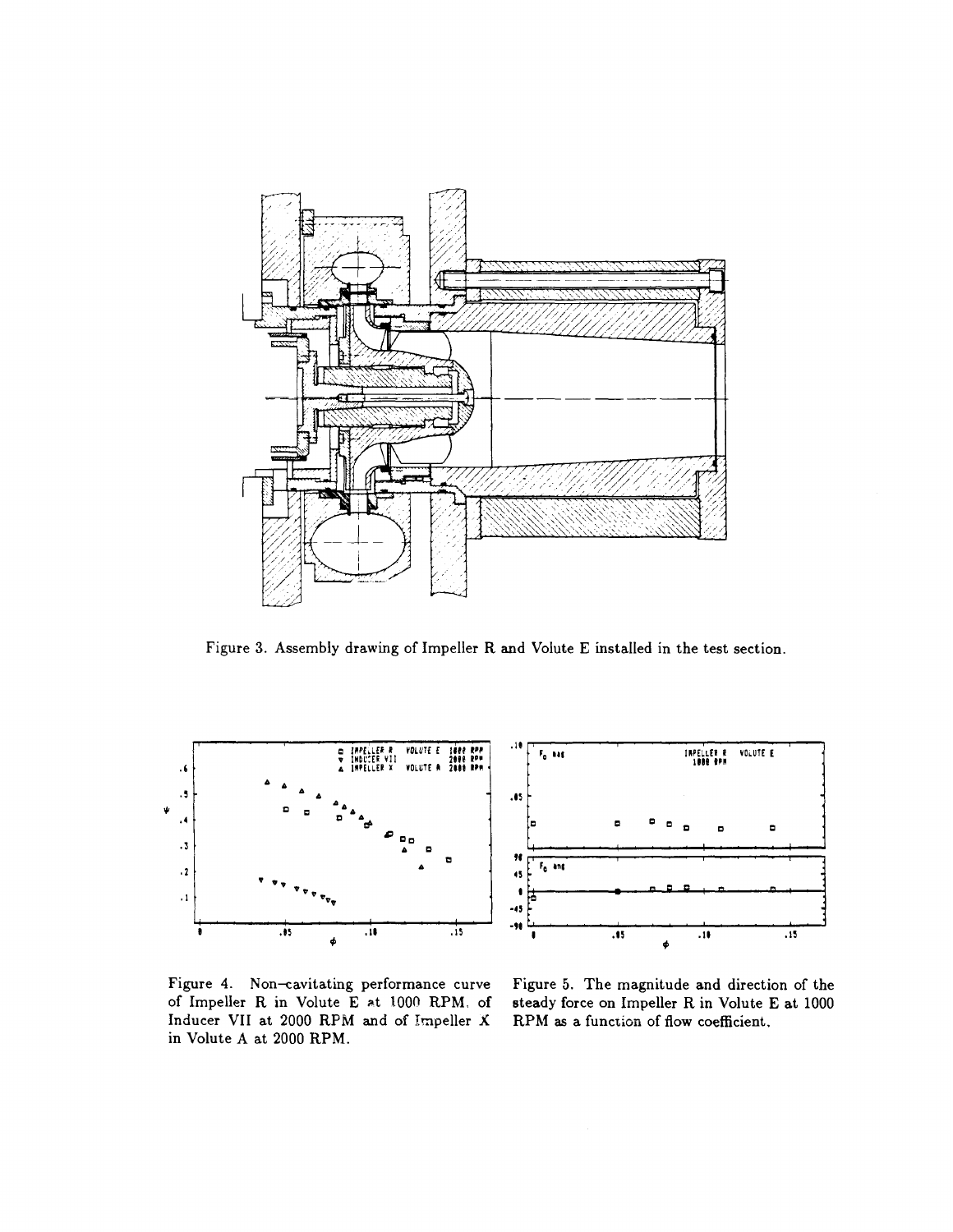Figure 3. Assembly drawing of Impeller R and Volute E installed in the test section.

Figure 4. Non-cavitating performance curve of Impeller R in Volute E at 1000 RPM, of Inducer VII at 2000 RPM and of Impeller X in Volute A at 2000 RPM.

Figure 5. The magnitude and direction of the steady force on Impeller R in Volute E at 1000 RPM as a function of flow coefficient.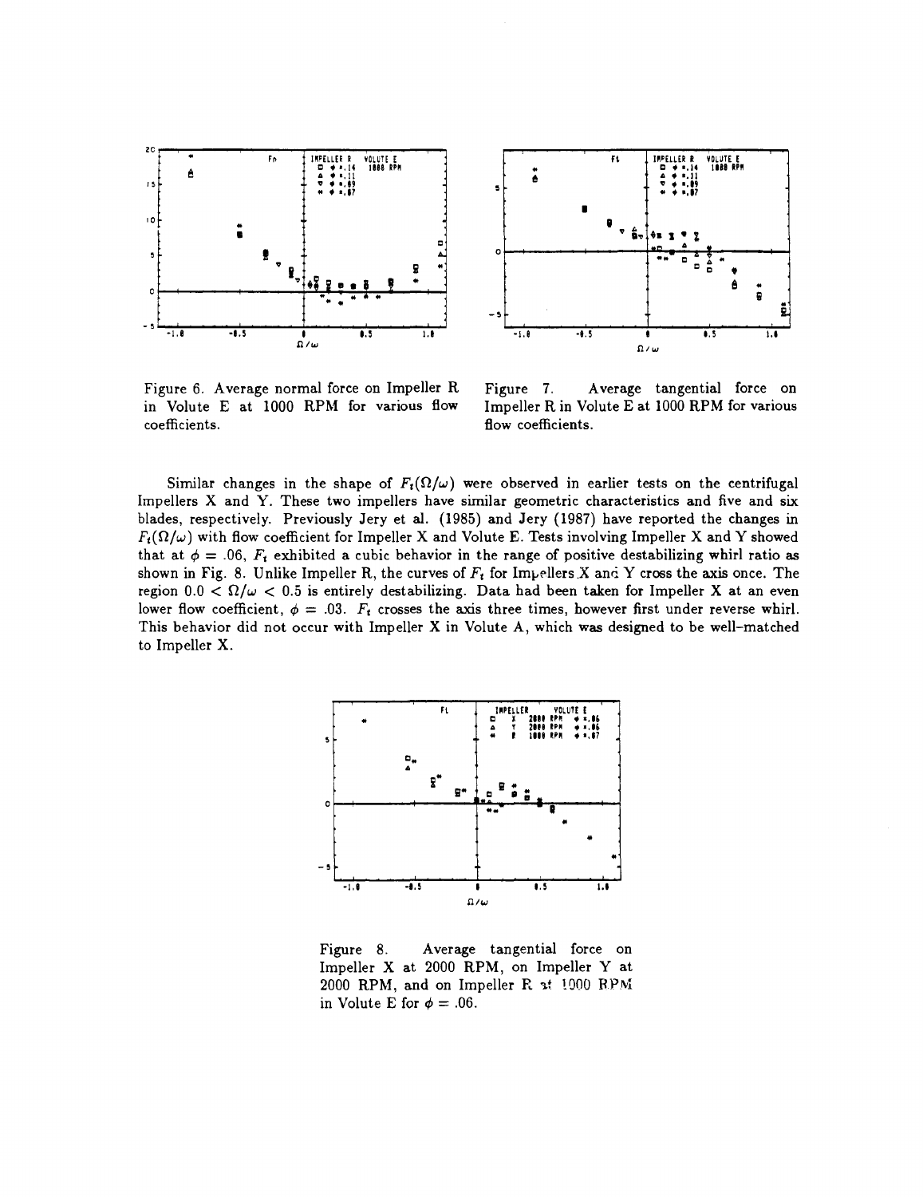Figure 6. Average normal force on Impeller R in Volute E at 1000 RPM for various flow coefficients.

Figure 7. Average tangential force on Impeller R in Volute E at 1000 RPM for various flow coefficients.

Similar changes in the shape of $F_t(\Omega/\omega)$ were observed in earlier tests on the centrifugal Impellers X and Y. These two impellers have similar geometric characteristics and five and six blades, respectively. Previously Jery et al. (1985) and Jery (1987) have reported the changes in $F_t(\Omega/\omega)$ with flow coefficient for Impeller X and Volute E. Tests involving Impeller X and Y showed that at $\phi = .06$, $F_t$ exhibited a cubic behavior in the range of positive destabilizing whirl ratio as shown in Fig. 8. Unlike Impeller R, the curves of $F_t$ for Impellers X and Y cross the axis once. The region $0.0 < \Omega/\omega < 0.5$ is entirely destabilizing. Data had been taken for Impeller X at an even lower flow coefficient, $\phi = .03$. $F_t$ crosses the axis three times, however first under reverse whirl. This behavior did not occur with Impeller X in Volute A, which was designed to be well-matched to Impeller X.

Figure 8. Average tangential force on Impeller X at 2000 RPM, on Impeller Y at 2000 RPM, and on Impeller R at 1000 RPM in Volute E for $\phi = .06$.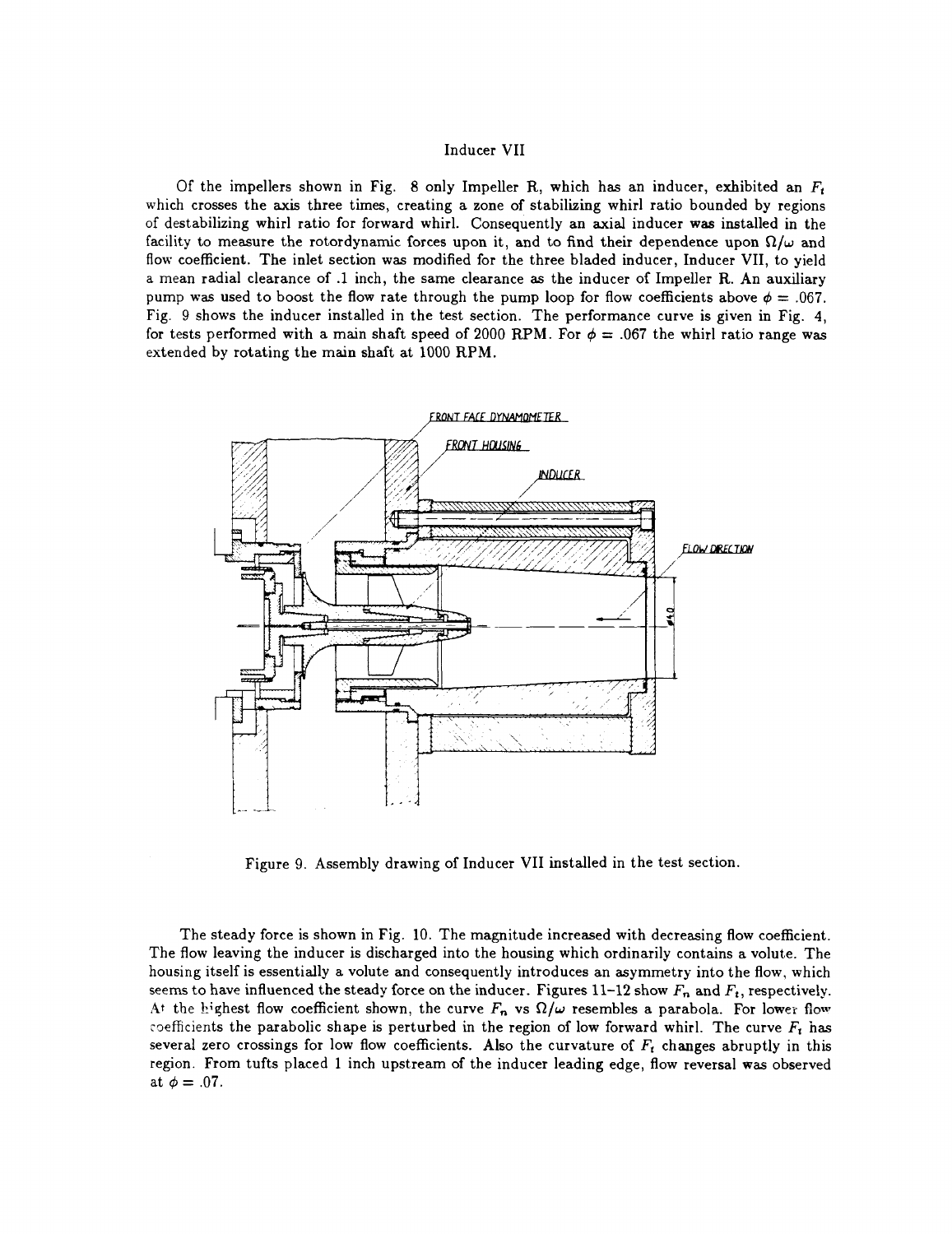## Inducer VII

Of the impellers shown in Fig. 8 only Impeller R, which has an inducer, exhibited an $F_t$ which crosses the axis three times, creating a zone of stabilizing whirl ratio bounded by regions of destabilizing whirl ratio for forward whirl. Consequently an axial inducer was installed in the facility to measure the rotordynamic forces upon it, and to find their dependence upon $\Omega/\omega$ and flow coefficient. The inlet section was modified for the three bladed inducer, Inducer VII, to yield a mean radial clearance of .1 inch, the same clearance as the inducer of Impeller R. An auxiliary pump was used to boost the flow rate through the pump loop for flow coefficients above $\phi = .067$. Fig. 9 shows the inducer installed in the test section. The performance curve is given in Fig. 4, for tests performed with a main shaft speed of 2000 RPM. For $\phi = .067$ the whirl ratio range was extended by rotating the main shaft at 1000 RPM.

Figure 9. Assembly drawing of Inducer VII installed in the test section.

The steady force is shown in Fig. 10. The magnitude increased with decreasing flow coefficient. The flow leaving the inducer is discharged into the housing which ordinarily contains a volute. The housing itself is essentially a volute and consequently introduces an asymmetry into the flow, which seems to have influenced the steady force on the inducer. Figures 11–12 show $F_n$ and $F_t$, respectively. At the highest flow coefficient shown, the curve $F_n$ vs $\Omega/\omega$ resembles a parabola. For lower flow coefficients the parabolic shape is perturbed in the region of low forward whirl. The curve $F_t$ has several zero crossings for low flow coefficients. Also the curvature of $F_t$ changes abruptly in this region. From tufts placed 1 inch upstream of the inducer leading edge, flow reversal was observed at $\phi = .07$.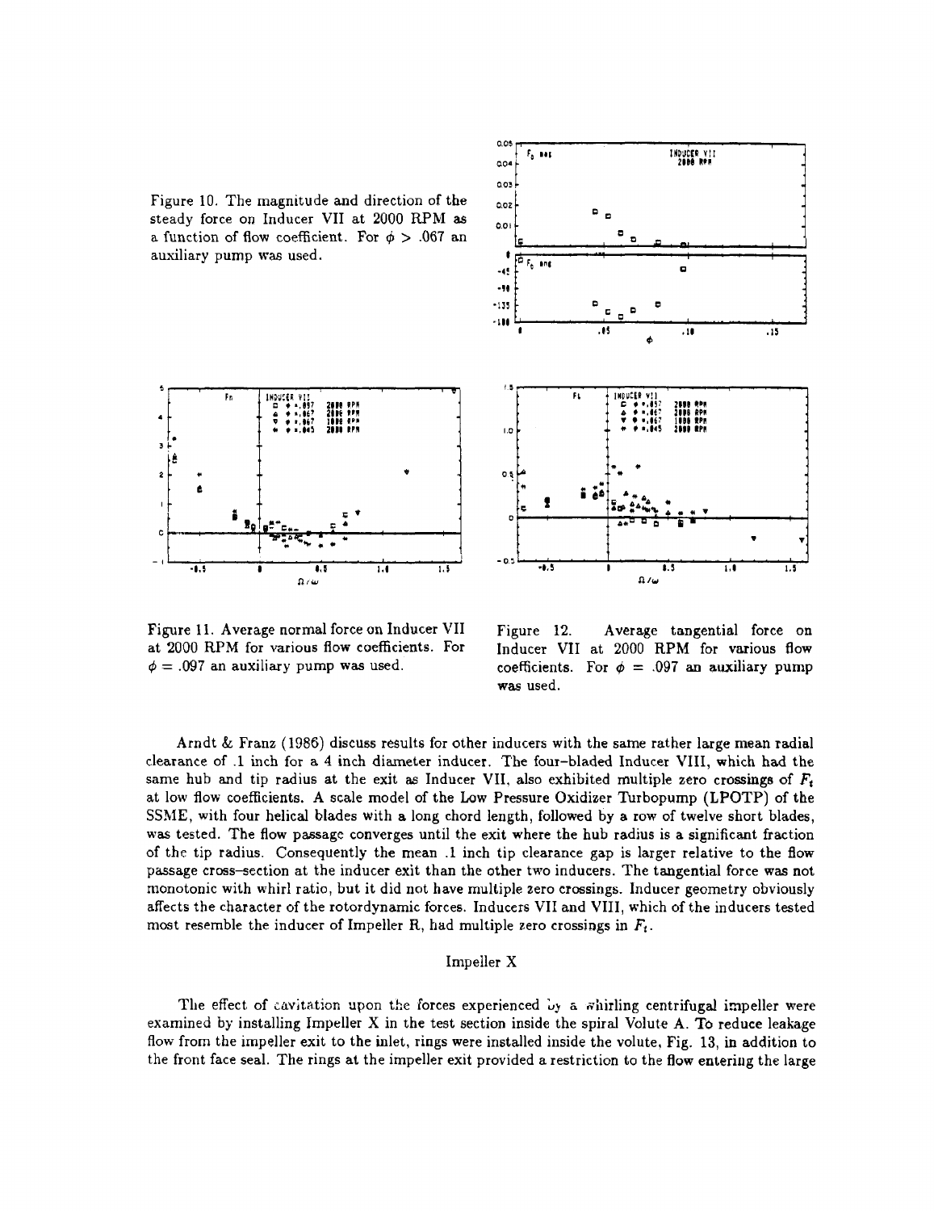Figure 10. The magnitude and direction of the steady force on Inducer VII at 2000 RPM as a function of flow coefficient. For $\phi > .067$ an auxiliary pump was used.

Figure 11. Average normal force on Inducer VII at 2000 RPM for various flow coefficients. For $\phi = .097$ an auxiliary pump was used.

Figure 12. Average tangential force on Inducer VII at 2000 RPM for various flow coefficients. For $\phi = .097$ an auxiliary pump was used.

Arndt & Franz (1986) discuss results for other inducers with the same rather large mean radial clearance of .1 inch for a 4 inch diameter inducer. The four-bladed Inducer VIII, which had the same hub and tip radius at the exit as Inducer VII, also exhibited multiple zero crossings of $F_t$ at low flow coefficients. A scale model of the Low Pressure Oxidizer Turbopump (LPOTP) of the SSME, with four helical blades with a long chord length, followed by a row of twelve short blades, was tested. The flow passage converges until the exit where the hub radius is a significant fraction of the tip radius. Consequently the mean .1 inch tip clearance gap is larger relative to the flow passage cross-section at the inducer exit than the other two inducers. The tangential force was not monotonic with whirl ratio, but it did not have multiple zero crossings. Inducer geometry obviously affects the character of the rotordynamic forces. Inducers VII and VIII, which of the inducers tested most resemble the inducer of Impeller R, had multiple zero crossings in $F_t$.

## Impeller X

The effect of cavitation upon the forces experienced by a whirling centrifugal impeller were examined by installing Impeller X in the test section inside the spiral Volute A. To reduce leakage flow from the impeller exit to the inlet, rings were installed inside the volute, Fig. 13, in addition to the front face seal. The rings at the impeller exit provided a restriction to the flow entering the large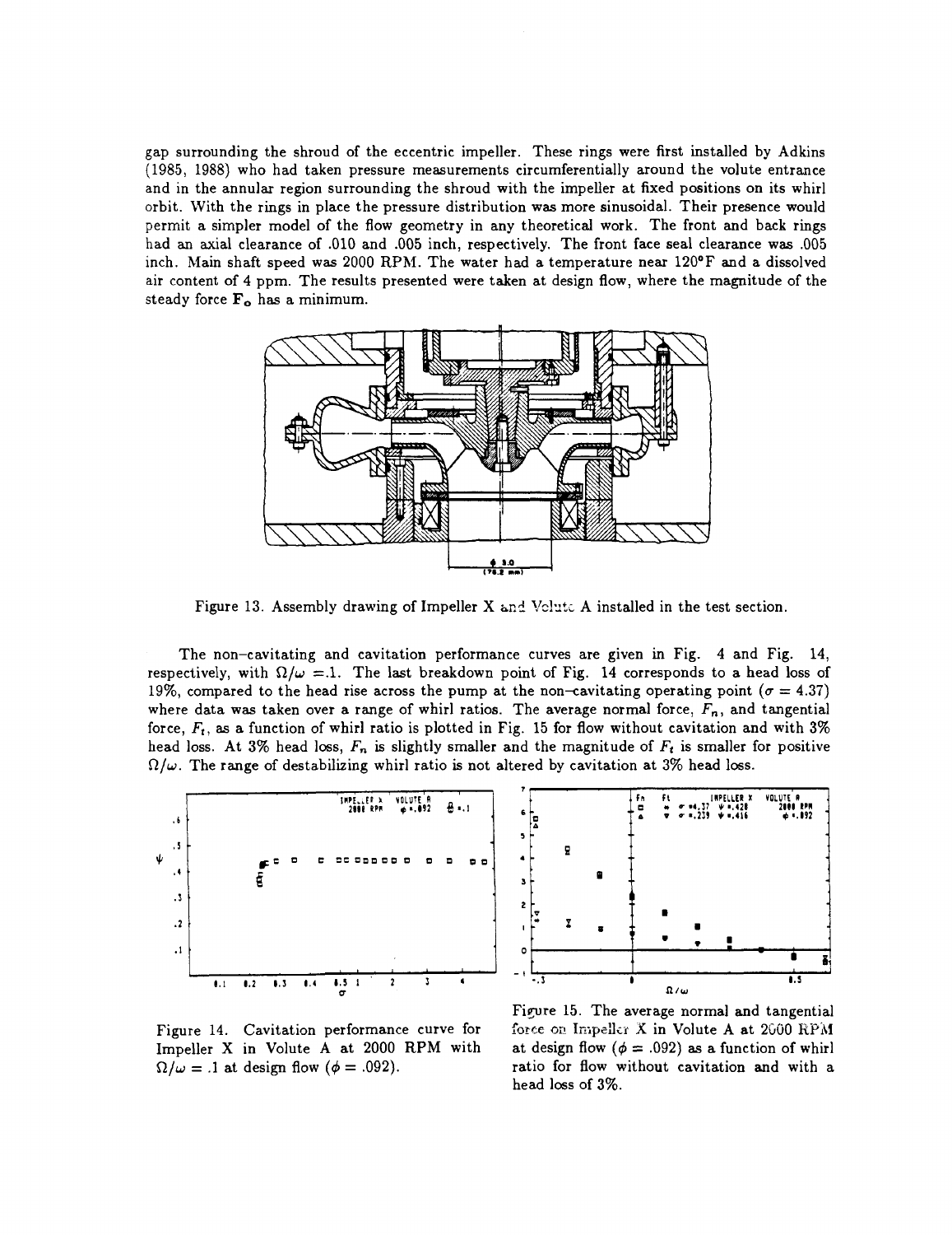gap surrounding the shroud of the eccentric impeller. These rings were first installed by Adkins (1985, 1988) who had taken pressure measurements circumferentially around the volute entrance and in the annular region surrounding the shroud with the impeller at fixed positions on its whirl orbit. With the rings in place the pressure distribution was more sinusoidal. Their presence would permit a simpler model of the flow geometry in any theoretical work. The front and back rings had an axial clearance of .010 and .005 inch, respectively. The front face seal clearance was .005 inch. Main shaft speed was 2000 RPM. The water had a temperature near 120°F and a dissolved air content of 4 ppm. The results presented were taken at design flow, where the magnitude of the steady force $\mathbf{F_o}$ has a minimum.

Figure 13. Assembly drawing of Impeller X and Volute A installed in the test section.

The non–cavitating and cavitation performance curves are given in Fig. 4 and Fig. 14, respectively, with $\Omega/\omega$ =.1. The last breakdown point of Fig. 14 corresponds to a head loss of 19%, compared to the head rise across the pump at the non–cavitating operating point ($\sigma$ = 4.37) where data was taken over a range of whirl ratios. The average normal force, $F_n$, and tangential force, $F_t$, as a function of whirl ratio is plotted in Fig. 15 for flow without cavitation and with 3% head loss. At 3% head loss, $F_n$ is slightly smaller and the magnitude of $F_t$ is smaller for positive $\Omega/\omega$. The range of destabilizing whirl ratio is not altered by cavitation at 3% head loss.

Figure 14. Cavitation performance curve for Impeller X in Volute A at 2000 RPM with $\Omega/\omega$ = .1 at design flow ($\phi$ = .092).

Figure 15. The average normal and tangential force on Impeller X in Volute A at 2000 RPM at design flow ($\phi$ = .092) as a function of whirl ratio for flow without cavitation and with a head loss of 3%.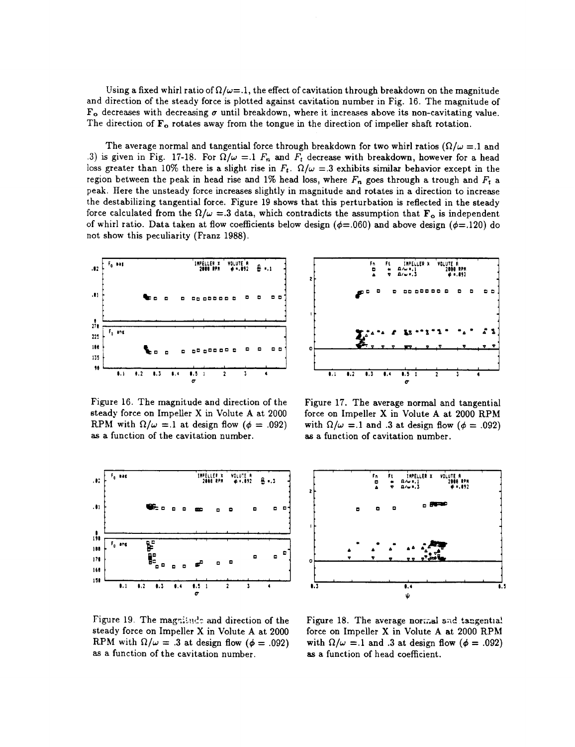Using a fixed whirl ratio of $\Omega/\omega$=.1, the effect of cavitation through breakdown on the magnitude and direction of the steady force is plotted against cavitation number in Fig. 16. The magnitude of $\mathbf{F_o}$ decreases with decreasing $\sigma$ until breakdown, where it increases above its non-cavitating value. The direction of $\mathbf{F_o}$ rotates away from the tongue in the direction of impeller shaft rotation.

The average normal and tangential force through breakdown for two whirl ratios ($\Omega/\omega$ =.1 and .3) is given in Fig. 17-18. For $\Omega/\omega$ =.1 $F_n$ and $F_t$ decrease with breakdown, however for a head loss greater than 10% there is a slight rise in $F_t$. $\Omega/\omega$ =.3 exhibits similar behavior except in the region between the peak in head rise and 1% head loss, where $F_n$ goes through a trough and $F_t$ a peak. Here the unsteady force increases slightly in magnitude and rotates in a direction to increase the destabilizing tangential force. Figure 19 shows that this perturbation is reflected in the steady force calculated from the $\Omega/\omega$ =.3 data, which contradicts the assumption that $\mathbf{F_o}$ is independent of whirl ratio. Data taken at flow coefficients below design ($\phi$=.060) and above design ($\phi$=.120) do not show this peculiarity (Franz 1988).

Figure 16. The magnitude and direction of the steady force on Impeller X in Volute A at 2000 RPM with $\Omega/\omega$ =.1 at design flow ($\phi$ = .092) as a function of the cavitation number.

Figure 17. The average normal and tangential force on Impeller X in Volute A at 2000 RPM with $\Omega/\omega$ =.1 and .3 at design flow ($\phi$ = .092) as a function of cavitation number.

Figure 19. The magnitude and direction of the steady force on Impeller X in Volute A at 2000 RPM with $\Omega/\omega$ = .3 at design flow ($\phi$ = .092) as a function of the cavitation number.

Figure 18. The average normal and tangential force on Impeller X in Volute A at 2000 RPM with $\Omega/\omega$ =.1 and .3 at design flow ($\phi$ = .092) as a function of head coefficient.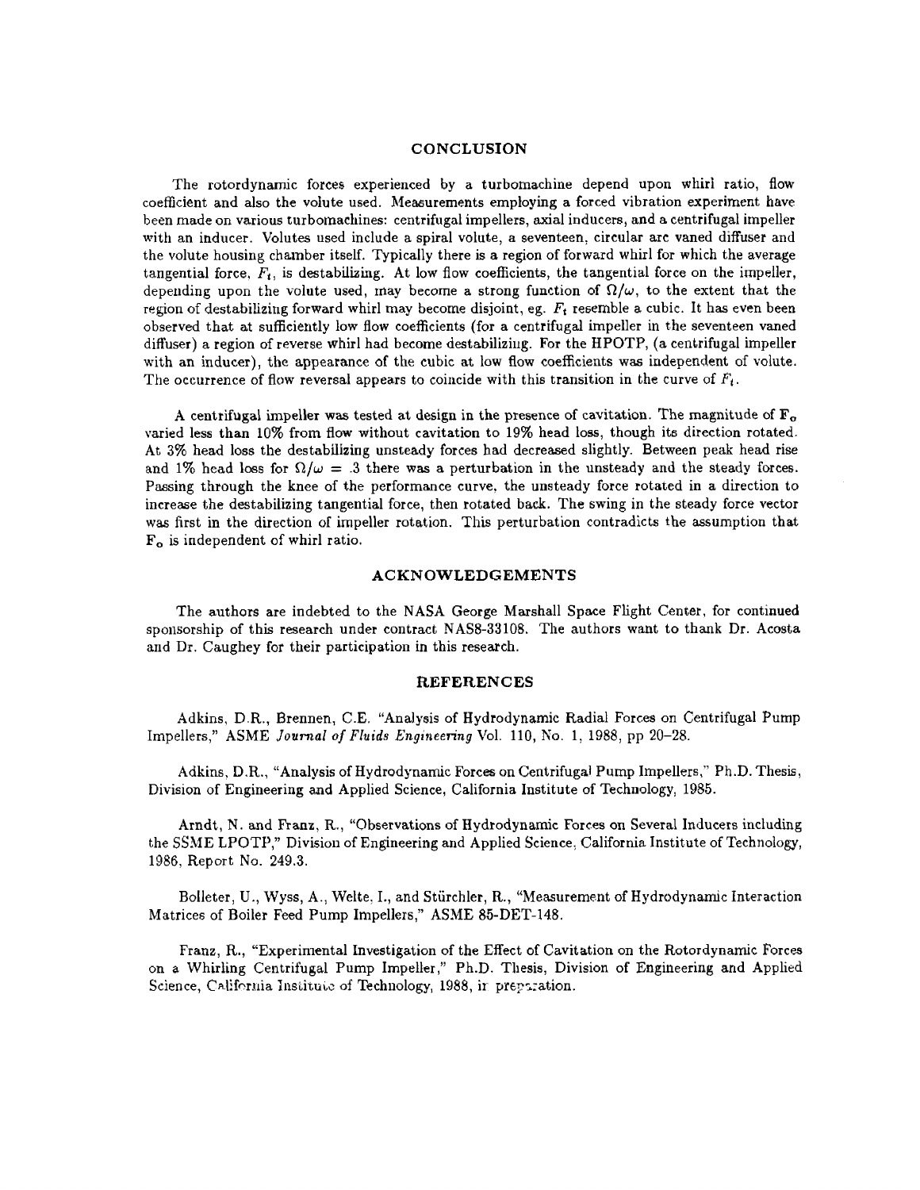## CONCLUSION

The rotordynamic forces experienced by a turbomachine depend upon whirl ratio, flow coefficient and also the volute used. Measurements employing a forced vibration experiment have been made on various turbomachines: centrifugal impellers, axial inducers, and a centrifugal impeller with an inducer. Volutes used include a spiral volute, a seventeen, circular arc vaned diffuser and the volute housing chamber itself. Typically there is a region of forward whirl for which the average tangential force, $F_t$, is destabilizing. At low flow coefficients, the tangential force on the impeller, depending upon the volute used, may become a strong function of $\Omega/\omega$, to the extent that the region of destabilizing forward whirl may become disjoint, eg. $F_t$ resemble a cubic. It has even been observed that at sufficiently low flow coefficients (for a centrifugal impeller in the seventeen vaned diffuser) a region of reverse whirl had become destabilizing. For the HPOTP, (a centrifugal impeller with an inducer), the appearance of the cubic at low flow coefficients was independent of volute. The occurrence of flow reversal appears to coincide with this transition in the curve of $F_t$.

A centrifugal impeller was tested at design in the presence of cavitation. The magnitude of $\mathbf{F_o}$ varied less than 10% from flow without cavitation to 19% head loss, though its direction rotated. At 3% head loss the destabilizing unsteady forces had decreased slightly. Between peak head rise and 1% head loss for $\Omega/\omega = .3$ there was a perturbation in the unsteady and the steady forces. Passing through the knee of the performance curve, the unsteady force rotated in a direction to increase the destabilizing tangential force, then rotated back. The swing in the steady force vector was first in the direction of impeller rotation. This perturbation contradicts the assumption that $\mathbf{F_o}$ is independent of whirl ratio.

## ACKNOWLEDGEMENTS

The authors are indebted to the NASA George Marshall Space Flight Center, for continued sponsorship of this research under contract NAS8-33108. The authors want to thank Dr. Acosta and Dr. Caughey for their participation in this research.

## REFERENCES

Adkins, D.R., Brennen, C.E. "Analysis of Hydrodynamic Radial Forces on Centrifugal Pump Impellers," ASME *Journal of Fluids Engineering* Vol. 110, No. 1, 1988, pp 20–28.

Adkins, D.R., "Analysis of Hydrodynamic Forces on Centrifugal Pump Impellers," Ph.D. Thesis, Division of Engineering and Applied Science, California Institute of Technology, 1985.

Arndt, N. and Franz, R., "Observations of Hydrodynamic Forces on Several Inducers including the SSME LPOTP," Division of Engineering and Applied Science, California Institute of Technology, 1986, Report No. 249.3.

Bolleter, U., Wyss, A., Welte, I., and Stürchler, R., "Measurement of Hydrodynamic Interaction Matrices of Boiler Feed Pump Impellers," ASME 85-DET-148.

Franz, R., "Experimental Investigation of the Effect of Cavitation on the Rotordynamic Forces on a Whirling Centrifugal Pump Impeller," Ph.D. Thesis, Division of Engineering and Applied Science, California Institute of Technology, 1988, in preparation.